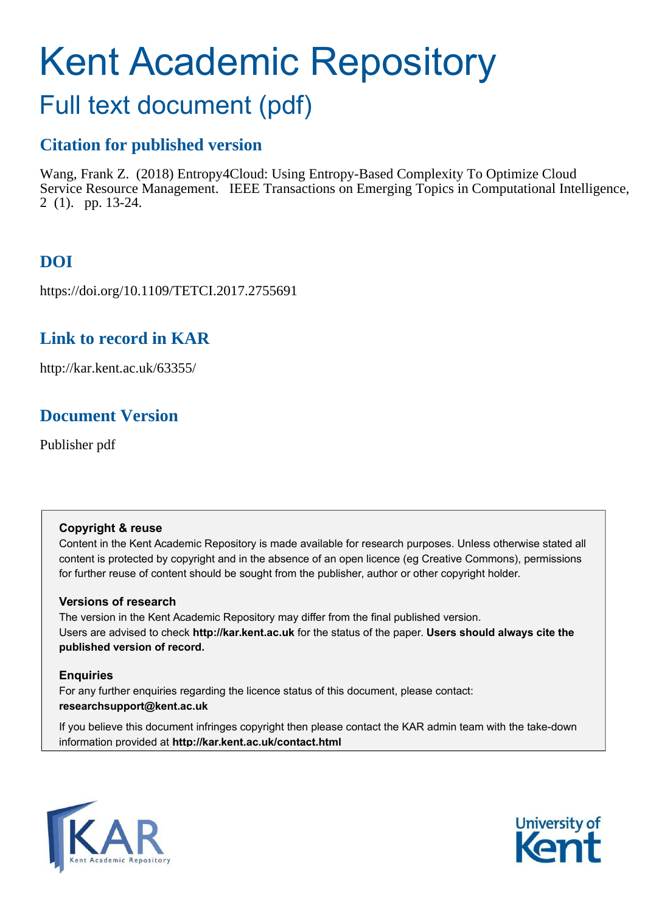# Kent Academic Repository

## Full text document (pdf)

### Citation for published version

Wang, Frank Z. (2018) Entropy4Cloud: Using Entropy-Based Complexity To Optimize Cloud Service Resource Management. IEEE Transactions on Emerging Topics in Computational Intelligence, 2 (1). pp. 13-24.

### DOI

https://doi.org/10.1109/TETCI.2017.2755691

### Link to record in KAR

http://kar.kent.ac.uk/63355/

### Document Version

Publisher pdf

**Copyright & reuse**

Content in the Kent Academic Repository is made available for research purposes. Unless otherwise stated all content is protected by copyright and in the absence of an open licence (eg Creative Commons), permissions for further reuse of content should be sought from the publisher, author or other copyright holder.

**Versions of research**

The version in the Kent Academic Repository may differ from the final published version. Users are advised to check **http://kar.kent.ac.uk** for the status of the paper. **Users should always cite the published version of record.**

**Enquiries**

For any further enquiries regarding the licence status of this document, please contact: **researchsupport@kent.ac.uk**

If you believe this document infringes copyright then please contact the KAR admin team with the take-down information provided at **http://kar.kent.ac.uk/contact.html**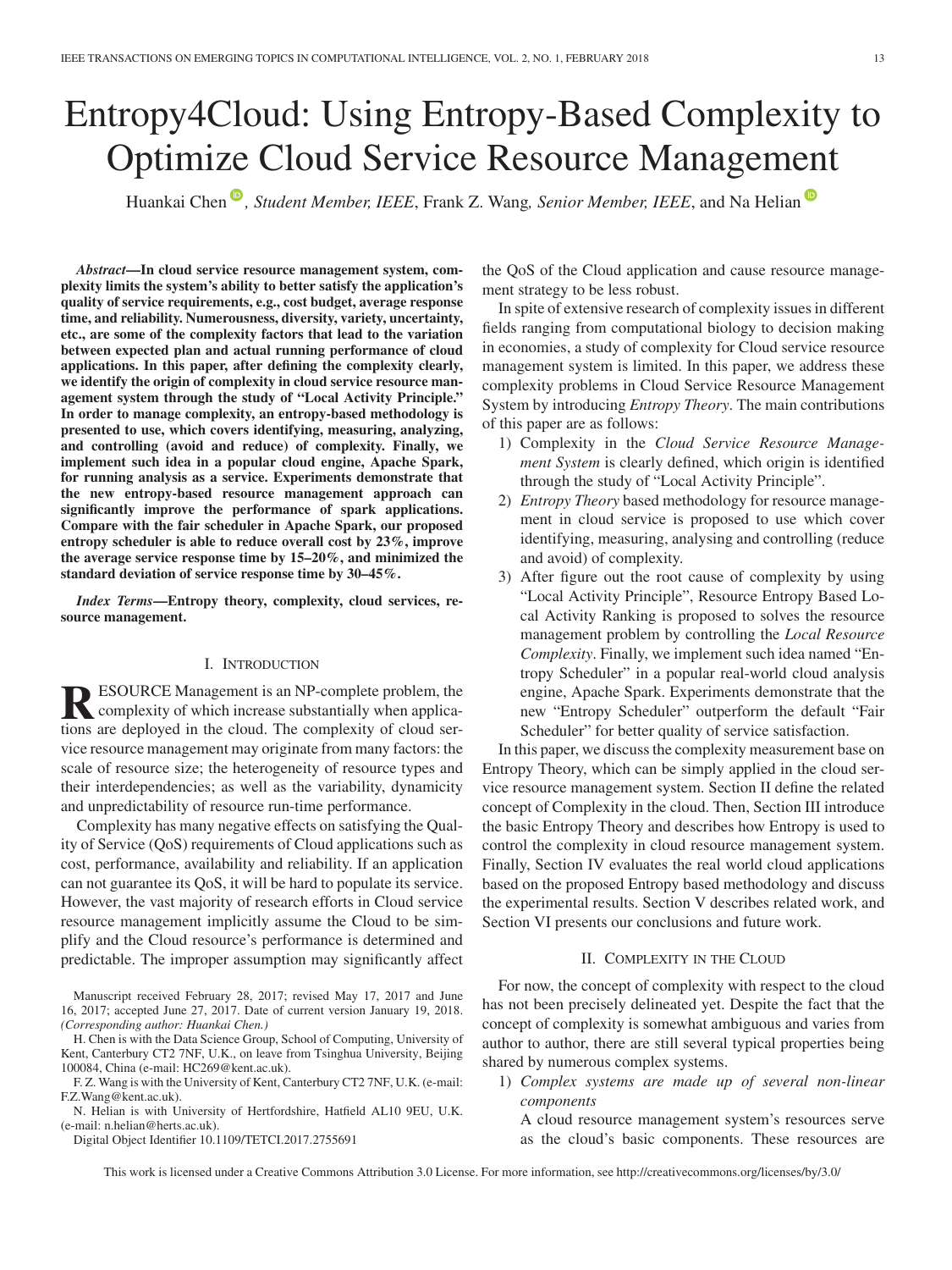# Entropy4Cloud: Using Entropy-Based Complexity to Optimize Cloud Service Resource Management

Huankai Chen, *Student Member, IEEE*, Frank Z. Wang, *Senior Member, IEEE*, and Na Helian

***Abstract*—In cloud service resource management system, complexity limits the system's ability to better satisfy the application's quality of service requirements, e.g., cost budget, average response time, and reliability. Numerousness, diversity, variety, uncertainty, etc., are some of the complexity factors that lead to the variation between expected plan and actual running performance of cloud applications. In this paper, after defining the complexity clearly, we identify the origin of complexity in cloud service resource management system through the study of "Local Activity Principle." In order to manage complexity, an entropy-based methodology is presented to use, which covers identifying, measuring, analyzing, and controlling (avoid and reduce) of complexity. Finally, we implement such idea in a popular cloud engine, Apache Spark, for running analysis as a service. Experiments demonstrate that the new entropy-based resource management approach can significantly improve the performance of spark applications. Compare with the fair scheduler in Apache Spark, our proposed entropy scheduler is able to reduce overall cost by 23%, improve the average service response time by 15–20%, and minimized the standard deviation of service response time by 30–45%.**

***Index Terms*—Entropy theory, complexity, cloud services, resource management.**

## I. Introduction

Resource Management is an NP-complete problem, the complexity of which increase substantially when applications are deployed in the cloud. The complexity of cloud service resource management may originate from many factors: the scale of resource size; the heterogeneity of resource types and their interdependencies; as well as the variability, dynamicity and unpredictability of resource run-time performance.

Complexity has many negative effects on satisfying the Quality of Service (QoS) requirements of Cloud applications such as cost, performance, availability and reliability. If an application can not guarantee its QoS, it will be hard to populate its service. However, the vast majority of research efforts in Cloud service resource management implicitly assume the Cloud to be simplify and the Cloud resource's performance is determined and predictable. The improper assumption may significantly affect the QoS of the Cloud application and cause resource management strategy to be less robust.

In spite of extensive research of complexity issues in different fields ranging from computational biology to decision making in economies, a study of complexity for Cloud service resource management system is limited. In this paper, we address these complexity problems in Cloud Service Resource Management System by introducing *Entropy Theory*. The main contributions of this paper are as follows:

1) Complexity in the *Cloud Service Resource Management System* is clearly defined, which origin is identified through the study of "Local Activity Principle".
2) *Entropy Theory* based methodology for resource management in cloud service is proposed to use which cover identifying, measuring, analysing and controlling (reduce and avoid) of complexity.
3) After figure out the root cause of complexity by using "Local Activity Principle", Resource Entropy Based Local Activity Ranking is proposed to solves the resource management problem by controlling the *Local Resource Complexity*. Finally, we implement such idea named "Entropy Scheduler" in a popular real-world cloud analysis engine, Apache Spark. Experiments demonstrate that the new "Entropy Scheduler" outperform the default "Fair Scheduler" for better quality of service satisfaction.

In this paper, we discuss the complexity measurement base on Entropy Theory, which can be simply applied in the cloud service resource management system. Section II define the related concept of Complexity in the cloud. Then, Section III introduce the basic Entropy Theory and describes how Entropy is used to control the complexity in cloud resource management system. Finally, Section IV evaluates the real world cloud applications based on the proposed Entropy based methodology and discuss the experimental results. Section V describes related work, and Section VI presents our conclusions and future work.

## II. Complexity in the Cloud

For now, the concept of complexity with respect to the cloud has not been precisely delineated yet. Despite the fact that the concept of complexity is somewhat ambiguous and varies from author to author, there are still several typical properties being shared by numerous complex systems.

1) *Complex systems are made up of several non-linear components*

   A cloud resource management system's resources serve as the cloud's basic components. These resources are

Manuscript received February 28, 2017; revised May 17, 2017 and June 16, 2017; accepted June 27, 2017. Date of current version January 19, 2018. *(Corresponding author: Huankai Chen.)*

H. Chen is with the Data Science Group, School of Computing, University of Kent, Canterbury CT2 7NF, U.K., on leave from Tsinghua University, Beijing 100084, China (e-mail: HC269@kent.ac.uk).

F. Z. Wang is with the University of Kent, Canterbury CT2 7NF, U.K. (e-mail: F.Z.Wang@kent.ac.uk).

N. Helian is with University of Hertfordshire, Hatfield AL10 9EU, U.K. (e-mail: n.helian@herts.ac.uk).

Digital Object Identifier 10.1109/TETCI.2017.2755691

This work is licensed under a Creative Commons Attribution 3.0 License. For more information, see http://creativecommons.org/licenses/by/3.0/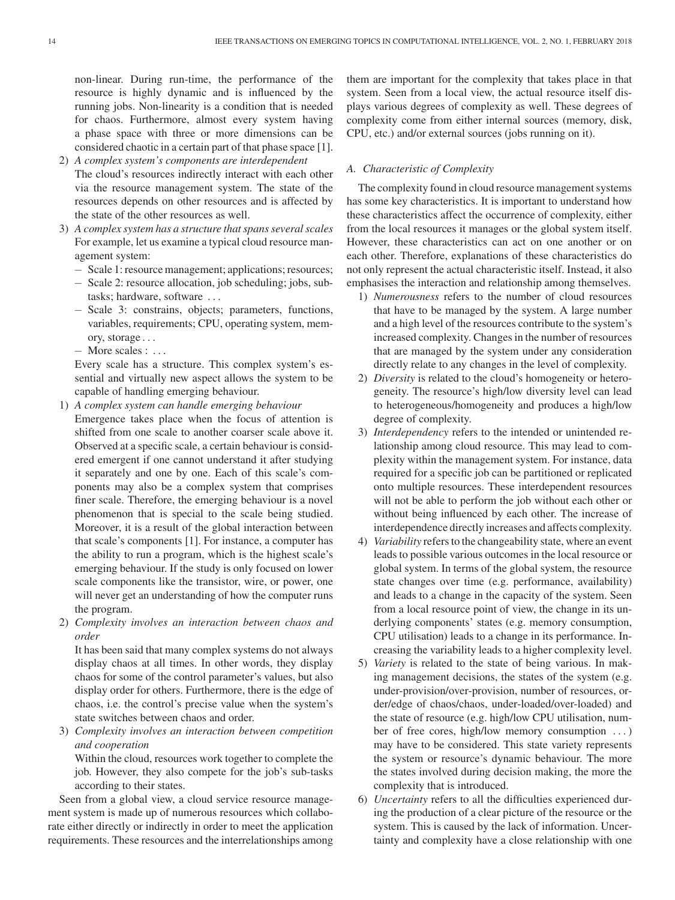non-linear. During run-time, the performance of the resource is highly dynamic and is influenced by the running jobs. Non-linearity is a condition that is needed for chaos. Furthermore, almost every system having a phase space with three or more dimensions can be considered chaotic in a certain part of that phase space [1].

2) *A complex system's components are interdependent*
   The cloud's resources indirectly interact with each other via the resource management system. The state of the resources depends on other resources and is affected by the state of the other resources as well.

3) *A complex system has a structure that spans several scales*
   For example, let us examine a typical cloud resource management system:
   – Scale 1: resource management; applications; resources;
   – Scale 2: resource allocation, job scheduling; jobs, subtasks; hardware, software ...
   – Scale 3: constrains, objects; parameters, functions, variables, requirements; CPU, operating system, memory, storage ...
   – More scales : ...

   Every scale has a structure. This complex system's essential and virtually new aspect allows the system to be capable of handling emerging behaviour.

1) *A complex system can handle emerging behaviour*
   Emergence takes place when the focus of attention is shifted from one scale to another coarser scale above it. Observed at a specific scale, a certain behaviour is considered emergent if one cannot understand it after studying it separately and one by one. Each of this scale's components may also be a complex system that comprises finer scale. Therefore, the emerging behaviour is a novel phenomenon that is special to the scale being studied. Moreover, it is a result of the global interaction between that scale's components [1]. For instance, a computer has the ability to run a program, which is the highest scale's emerging behaviour. If the study is only focused on lower scale components like the transistor, wire, or power, one will never get an understanding of how the computer runs the program.

2) *Complexity involves an interaction between chaos and order*
   It has been said that many complex systems do not always display chaos at all times. In other words, they display chaos for some of the control parameter's values, but also display order for others. Furthermore, there is the edge of chaos, i.e. the control's precise value when the system's state switches between chaos and order.

3) *Complexity involves an interaction between competition and cooperation*
   Within the cloud, resources work together to complete the job. However, they also compete for the job's sub-tasks according to their states.

Seen from a global view, a cloud service resource management system is made up of numerous resources which collaborate either directly or indirectly in order to meet the application requirements. These resources and the interrelationships among them are important for the complexity that takes place in that system. Seen from a local view, the actual resource itself displays various degrees of complexity as well. These degrees of complexity come from either internal sources (memory, disk, CPU, etc.) and/or external sources (jobs running on it).

### A. Characteristic of Complexity

The complexity found in cloud resource management systems has some key characteristics. It is important to understand how these characteristics affect the occurrence of complexity, either from the local resources it manages or the global system itself. However, these characteristics can act on one another or on each other. Therefore, explanations of these characteristics do not only represent the actual characteristic itself. Instead, it also emphasises the interaction and relationship among themselves.

1) *Numerousness* refers to the number of cloud resources that have to be managed by the system. A large number and a high level of the resources contribute to the system's increased complexity. Changes in the number of resources that are managed by the system under any consideration directly relate to any changes in the level of complexity.
2) *Diversity* is related to the cloud's homogeneity or heterogeneity. The resource's high/low diversity level can lead to heterogeneous/homogeneity and produces a high/low degree of complexity.
3) *Interdependency* refers to the intended or unintended relationship among cloud resource. This may lead to complexity within the management system. For instance, data required for a specific job can be partitioned or replicated onto multiple resources. These interdependent resources will not be able to perform the job without each other or without being influenced by each other. The increase of interdependence directly increases and affects complexity.
4) *Variability* refers to the changeability state, where an event leads to possible various outcomes in the local resource or global system. In terms of the global system, the resource state changes over time (e.g. performance, availability) and leads to a change in the capacity of the system. Seen from a local resource point of view, the change in its underlying components' states (e.g. memory consumption, CPU utilisation) leads to a change in its performance. Increasing the variability leads to a higher complexity level.
5) *Variety* is related to the state of being various. In making management decisions, the states of the system (e.g. under-provision/over-provision, number of resources, order/edge of chaos/chaos, under-loaded/over-loaded) and the state of resource (e.g. high/low CPU utilisation, number of free cores, high/low memory consumption ...) may have to be considered. This state variety represents the system or resource's dynamic behaviour. The more the states involved during decision making, the more the complexity that is introduced.
6) *Uncertainty* refers to all the difficulties experienced during the production of a clear picture of the resource or the system. This is caused by the lack of information. Uncertainty and complexity have a close relationship with one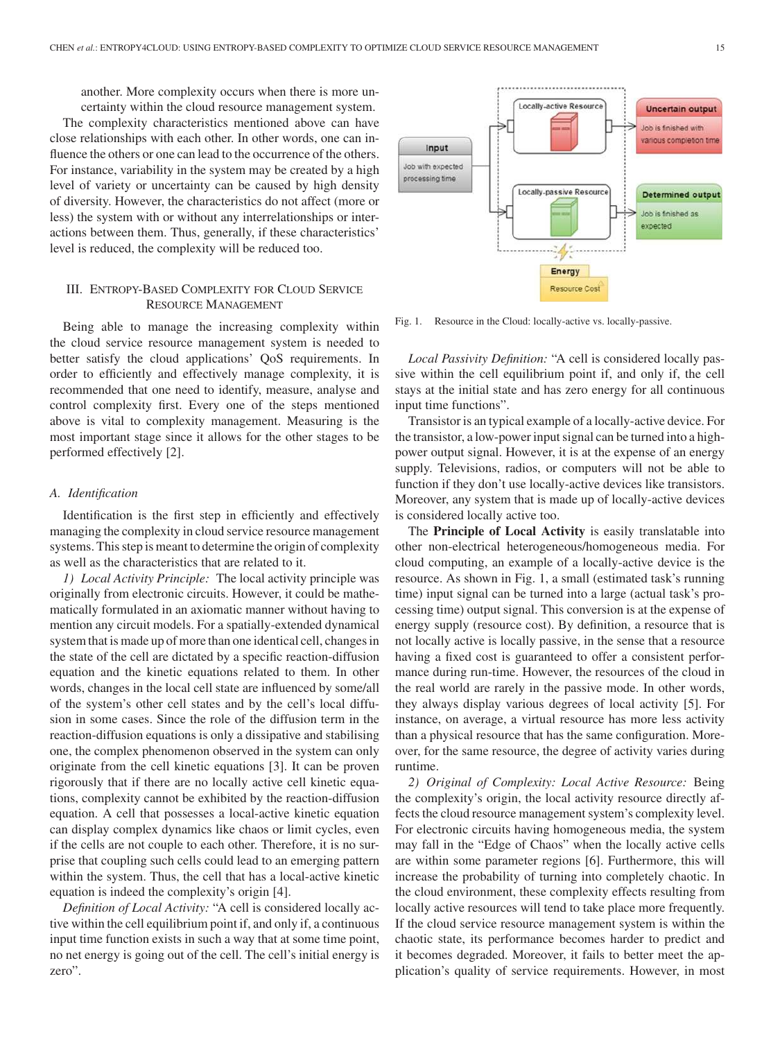another. More complexity occurs when there is more uncertainty within the cloud resource management system.

The complexity characteristics mentioned above can have close relationships with each other. In other words, one can influence the others or one can lead to the occurrence of the others. For instance, variability in the system may be created by a high level of variety or uncertainty can be caused by high density of diversity. However, the characteristics do not affect (more or less) the system with or without any interrelationships or interactions between them. Thus, generally, if these characteristics' level is reduced, the complexity will be reduced too.

## III. Entropy-Based Complexity for Cloud Service Resource Management

Being able to manage the increasing complexity within the cloud service resource management system is needed to better satisfy the cloud applications' QoS requirements. In order to efficiently and effectively manage complexity, it is recommended that one need to identify, measure, analyse and control complexity first. Every one of the steps mentioned above is vital to complexity management. Measuring is the most important stage since it allows for the other stages to be performed effectively [2].

### A. Identification

Identification is the first step in efficiently and effectively managing the complexity in cloud service resource management systems. This step is meant to determine the origin of complexity as well as the characteristics that are related to it.

*1) Local Activity Principle:* The local activity principle was originally from electronic circuits. However, it could be mathematically formulated in an axiomatic manner without having to mention any circuit models. For a spatially-extended dynamical system that is made up of more than one identical cell, changes in the state of the cell are dictated by a specific reaction-diffusion equation and the kinetic equations related to them. In other words, changes in the local cell state are influenced by some/all of the system's other cell states and by the cell's local diffusion in some cases. Since the role of the diffusion term in the reaction-diffusion equations is only a dissipative and stabilising one, the complex phenomenon observed in the system can only originate from the cell kinetic equations [3]. It can be proven rigorously that if there are no locally active cell kinetic equations, complexity cannot be exhibited by the reaction-diffusion equation. A cell that possesses a local-active kinetic equation can display complex dynamics like chaos or limit cycles, even if the cells are not couple to each other. Therefore, it is no surprise that coupling such cells could lead to an emerging pattern within the system. Thus, the cell that has a local-active kinetic equation is indeed the complexity's origin [4].

*Definition of Local Activity:* "A cell is considered locally active within the cell equilibrium point if, and only if, a continuous input time function exists in such a way that at some time point, no net energy is going out of the cell. The cell's initial energy is zero".

Locally-active Resource

Uncertain output

Job is finished with various completion time

Input

Job with expected processing time

Locally-passive Resource

Determined output

Job is finished as expected

Energy

Resource Cost

Fig. 1. Resource in the Cloud: locally-active vs. locally-passive.

*Local Passivity Definition:* "A cell is considered locally passive within the cell equilibrium point if, and only if, the cell stays at the initial state and has zero energy for all continuous input time functions".

Transistor is an typical example of a locally-active device. For the transistor, a low-power input signal can be turned into a high-power output signal. However, it is at the expense of an energy supply. Televisions, radios, or computers will not be able to function if they don't use locally-active devices like transistors. Moreover, any system that is made up of locally-active devices is considered locally active too.

The **Principle of Local Activity** is easily translatable into other non-electrical heterogeneous/homogeneous media. For cloud computing, an example of a locally-active device is the resource. As shown in Fig. 1, a small (estimated task's running time) input signal can be turned into a large (actual task's processing time) output signal. This conversion is at the expense of energy supply (resource cost). By definition, a resource that is not locally active is locally passive, in the sense that a resource having a fixed cost is guaranteed to offer a consistent performance during run-time. However, the resources of the cloud in the real world are rarely in the passive mode. In other words, they always display various degrees of local activity [5]. For instance, on average, a virtual resource has more less activity than a physical resource that has the same configuration. Moreover, for the same resource, the degree of activity varies during runtime.

*2) Original of Complexity: Local Active Resource:* Being the complexity's origin, the local activity resource directly affects the cloud resource management system's complexity level. For electronic circuits having homogeneous media, the system may fall in the "Edge of Chaos" when the locally active cells are within some parameter regions [6]. Furthermore, this will increase the probability of turning into completely chaotic. In the cloud environment, these complexity effects resulting from locally active resources will tend to take place more frequently. If the cloud service resource management system is within the chaotic state, its performance becomes harder to predict and it becomes degraded. Moreover, it fails to better meet the application's quality of service requirements. However, in most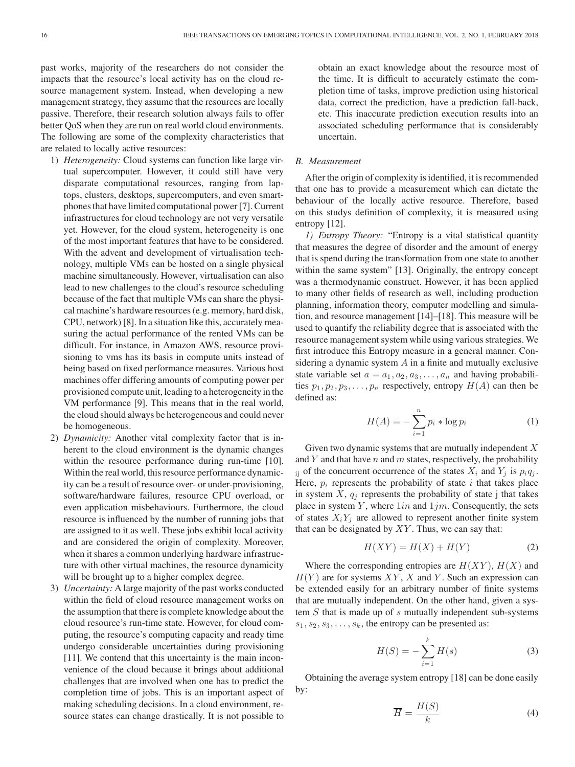past works, majority of the researchers do not consider the impacts that the resource's local activity has on the cloud resource management system. Instead, when developing a new management strategy, they assume that the resources are locally passive. Therefore, their research solution always fails to offer better QoS when they are run on real world cloud environments. The following are some of the complexity characteristics that are related to locally active resources:

1) *Heterogeneity:* Cloud systems can function like large virtual supercomputer. However, it could still have very disparate computational resources, ranging from laptops, clusters, desktops, supercomputers, and even smartphones that have limited computational power [7]. Current infrastructures for cloud technology are not very versatile yet. However, for the cloud system, heterogeneity is one of the most important features that have to be considered. With the advent and development of virtualisation technology, multiple VMs can be hosted on a single physical machine simultaneously. However, virtualisation can also lead to new challenges to the cloud's resource scheduling because of the fact that multiple VMs can share the physical machine's hardware resources (e.g. memory, hard disk, CPU, network) [8]. In a situation like this, accurately measuring the actual performance of the rented VMs can be difficult. For instance, in Amazon AWS, resource provisioning to vms has its basis in compute units instead of being based on fixed performance measures. Various host machines offer differing amounts of computing power per provisioned compute unit, leading to a heterogeneity in the VM performance [9]. This means that in the real world, the cloud should always be heterogeneous and could never be homogeneous.
2) *Dynamicity:* Another vital complexity factor that is inherent to the cloud environment is the dynamic changes within the resource performance during run-time [10]. Within the real world, this resource performance dynamicity can be a result of resource over- or under-provisioning, software/hardware failures, resource CPU overload, or even application misbehaviours. Furthermore, the cloud resource is influenced by the number of running jobs that are assigned to it as well. These jobs exhibit local activity and are considered the origin of complexity. Moreover, when it shares a common underlying hardware infrastructure with other virtual machines, the resource dynamicity will be brought up to a higher complex degree.
3) *Uncertainty:* A large majority of the past works conducted within the field of cloud resource management works on the assumption that there is complete knowledge about the cloud resource's run-time state. However, for cloud computing, the resource's computing capacity and ready time undergo considerable uncertainties during provisioning [11]. We contend that this uncertainty is the main inconvenience of the cloud because it brings about additional challenges that are involved when one has to predict the completion time of jobs. This is an important aspect of making scheduling decisions. In a cloud environment, resource states can change drastically. It is not possible to obtain an exact knowledge about the resource most of the time. It is difficult to accurately estimate the completion time of tasks, improve prediction using historical data, correct the prediction, have a prediction fall-back, etc. This inaccurate prediction execution results into an associated scheduling performance that is considerably uncertain.

### B. Measurement

After the origin of complexity is identified, it is recommended that one has to provide a measurement which can dictate the behaviour of the locally active resource. Therefore, based on this studys definition of complexity, it is measured using entropy [12].

*1) Entropy Theory:* "Entropy is a vital statistical quantity that measures the degree of disorder and the amount of energy that is spend during the transformation from one state to another within the same system" [13]. Originally, the entropy concept was a thermodynamic construct. However, it has been applied to many other fields of research as well, including production planning, information theory, computer modelling and simulation, and resource management [14]–[18]. This measure will be used to quantify the reliability degree that is associated with the resource management system while using various strategies. We first introduce this Entropy measure in a general manner. Considering a dynamic system $A$ in a finite and mutually exclusive state variable set $a = a_1, a_2, a_3, \ldots, a_n$ and having probabilities $p_1, p_2, p_3, \ldots, p_n$ respectively, entropy $H(A)$ can then be defined as:

$$H(A) = -\sum_{i=1}^{n} p_i * \log p_i \tag{1}$$

Given two dynamic systems that are mutually independent $X$ and $Y$ and that have $n$ and $m$ states, respectively, the probability $_{\text{ij}}$ of the concurrent occurrence of the states $X_i$ and $Y_j$ is $p_i q_j$. Here, $p_i$ represents the probability of state $i$ that takes place in system $X$, $q_j$ represents the probability of state j that takes place in system $Y$, where $1in$ and $1jm$. Consequently, the sets of states $X_i Y_j$ are allowed to represent another finite system that can be designated by $XY$. Thus, we can say that:

$$H(XY) = H(X) + H(Y) \tag{2}$$

Where the corresponding entropies are $H(XY)$, $H(X)$ and $H(Y)$ are for systems $XY$, $X$ and $Y$. Such an expression can be extended easily for an arbitrary number of finite systems that are mutually independent. On the other hand, given a system $S$ that is made up of $s$ mutually independent sub-systems $s_1, s_2, s_3, \ldots, s_k$, the entropy can be presented as:

$$H(S) = -\sum_{i=1}^{k} H(s) \tag{3}$$

Obtaining the average system entropy [18] can be done easily by:

$$\overline{H} = \frac{H(S)}{k} \tag{4}$$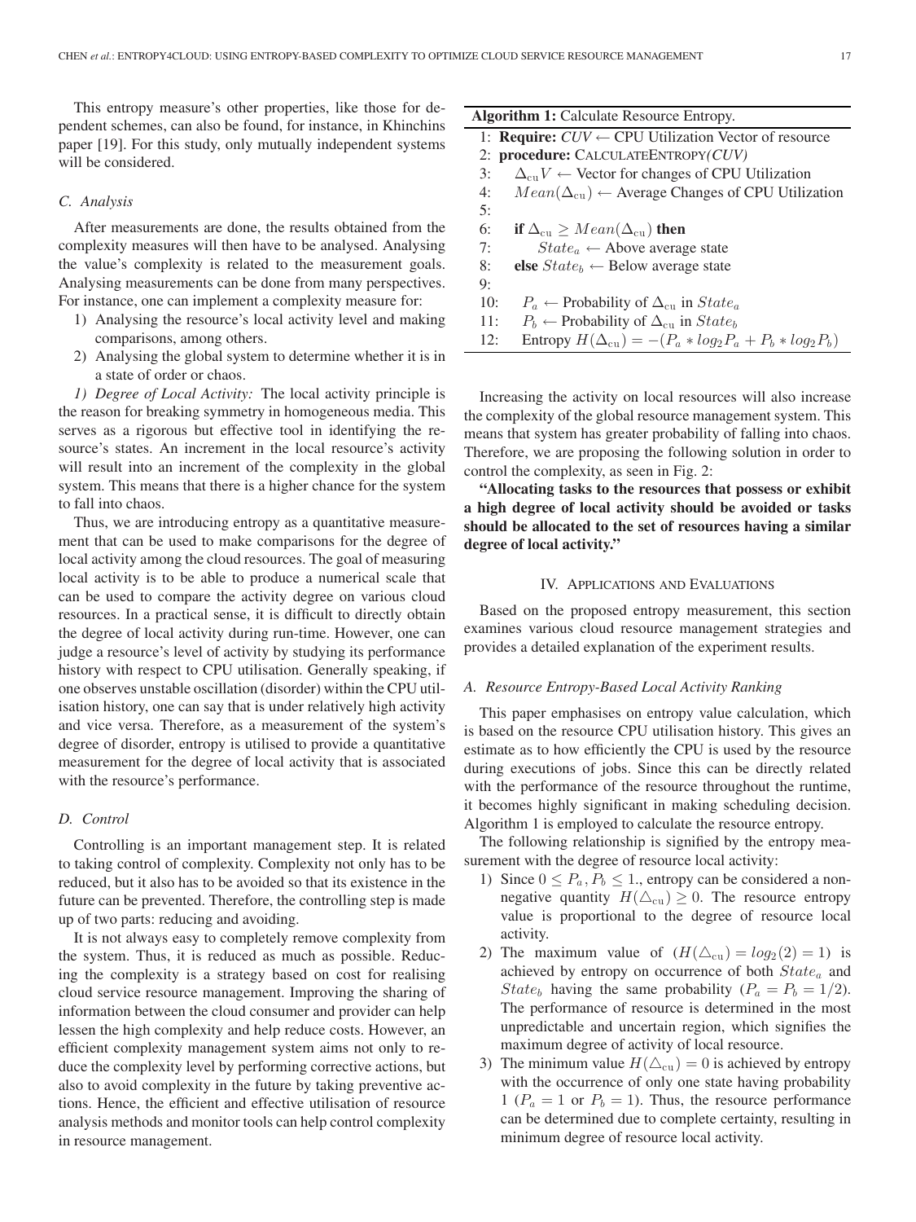This entropy measure's other properties, like those for dependent schemes, can also be found, for instance, in Khinchins paper [19]. For this study, only mutually independent systems will be considered.

### C. Analysis

After measurements are done, the results obtained from the complexity measures will then have to be analysed. Analysing the value's complexity is related to the measurement goals. Analysing measurements can be done from many perspectives. For instance, one can implement a complexity measure for:

1) Analysing the resource's local activity level and making comparisons, among others.
2) Analysing the global system to determine whether it is in a state of order or chaos.

*1) Degree of Local Activity:* The local activity principle is the reason for breaking symmetry in homogeneous media. This serves as a rigorous but effective tool in identifying the resource's states. An increment in the local resource's activity will result into an increment of the complexity in the global system. This means that there is a higher chance for the system to fall into chaos.

Thus, we are introducing entropy as a quantitative measurement that can be used to make comparisons for the degree of local activity among the cloud resources. The goal of measuring local activity is to be able to produce a numerical scale that can be used to compare the activity degree on various cloud resources. In a practical sense, it is difficult to directly obtain the degree of local activity during run-time. However, one can judge a resource's level of activity by studying its performance history with respect to CPU utilisation. Generally speaking, if one observes unstable oscillation (disorder) within the CPU utilisation history, one can say that is under relatively high activity and vice versa. Therefore, as a measurement of the system's degree of disorder, entropy is utilised to provide a quantitative measurement for the degree of local activity that is associated with the resource's performance.

### D. Control

Controlling is an important management step. It is related to taking control of complexity. Complexity not only has to be reduced, but it also has to be avoided so that its existence in the future can be prevented. Therefore, the controlling step is made up of two parts: reducing and avoiding.

It is not always easy to completely remove complexity from the system. Thus, it is reduced as much as possible. Reducing the complexity is a strategy based on cost for realising cloud service resource management. Improving the sharing of information between the cloud consumer and provider can help lessen the high complexity and help reduce costs. However, an efficient complexity management system aims not only to reduce the complexity level by performing corrective actions, but also to avoid complexity in the future by taking preventive actions. Hence, the efficient and effective utilisation of resource analysis methods and monitor tools can help control complexity in resource management.

**Algorithm 1:** Calculate Resource Entropy.

```
1:  Require: CUV ← CPU Utilization Vector of resource
2:  procedure: CALCULATEENTROPY(CUV)
3:      Δcu V ← Vector for changes of CPU Utilization
4:      Mean(Δcu) ← Average Changes of CPU Utilization
5:
6:      if Δcu ≥ Mean(Δcu) then
7:          State_a ← Above average state
8:      else State_b ← Below average state
9:
10:     P_a ← Probability of Δcu in State_a
11:     P_b ← Probability of Δcu in State_b
12:     Entropy H(Δcu) = −(P_a ∗ log2 P_a + P_b ∗ log2 P_b)
```

Increasing the activity on local resources will also increase the complexity of the global resource management system. This means that system has greater probability of falling into chaos. Therefore, we are proposing the following solution in order to control the complexity, as seen in Fig. 2:

**"Allocating tasks to the resources that possess or exhibit a high degree of local activity should be avoided or tasks should be allocated to the set of resources having a similar degree of local activity."**

## IV. Applications and Evaluations

Based on the proposed entropy measurement, this section examines various cloud resource management strategies and provides a detailed explanation of the experiment results.

### A. Resource Entropy-Based Local Activity Ranking

This paper emphasises on entropy value calculation, which is based on the resource CPU utilisation history. This gives an estimate as to how efficiently the CPU is used by the resource during executions of jobs. Since this can be directly related with the performance of the resource throughout the runtime, it becomes highly significant in making scheduling decision. Algorithm 1 is employed to calculate the resource entropy.

The following relationship is signified by the entropy measurement with the degree of resource local activity:

1) Since $0 \leq P_a, P_b \leq 1.$, entropy can be considered a nonnegative quantity $H(\triangle_{\text{cu}}) \geq 0$. The resource entropy value is proportional to the degree of resource local activity.
2) The maximum value of $(H(\triangle_{\text{cu}}) = log_2(2) = 1)$ is achieved by entropy on occurrence of both $State_a$ and $State_b$ having the same probability ($P_a = P_b = 1/2$). The performance of resource is determined in the most unpredictable and uncertain region, which signifies the maximum degree of activity of local resource.
3) The minimum value $H(\triangle_{\text{cu}}) = 0$ is achieved by entropy with the occurrence of only one state having probability 1 ($P_a = 1$ or $P_b = 1$). Thus, the resource performance can be determined due to complete certainty, resulting in minimum degree of resource local activity.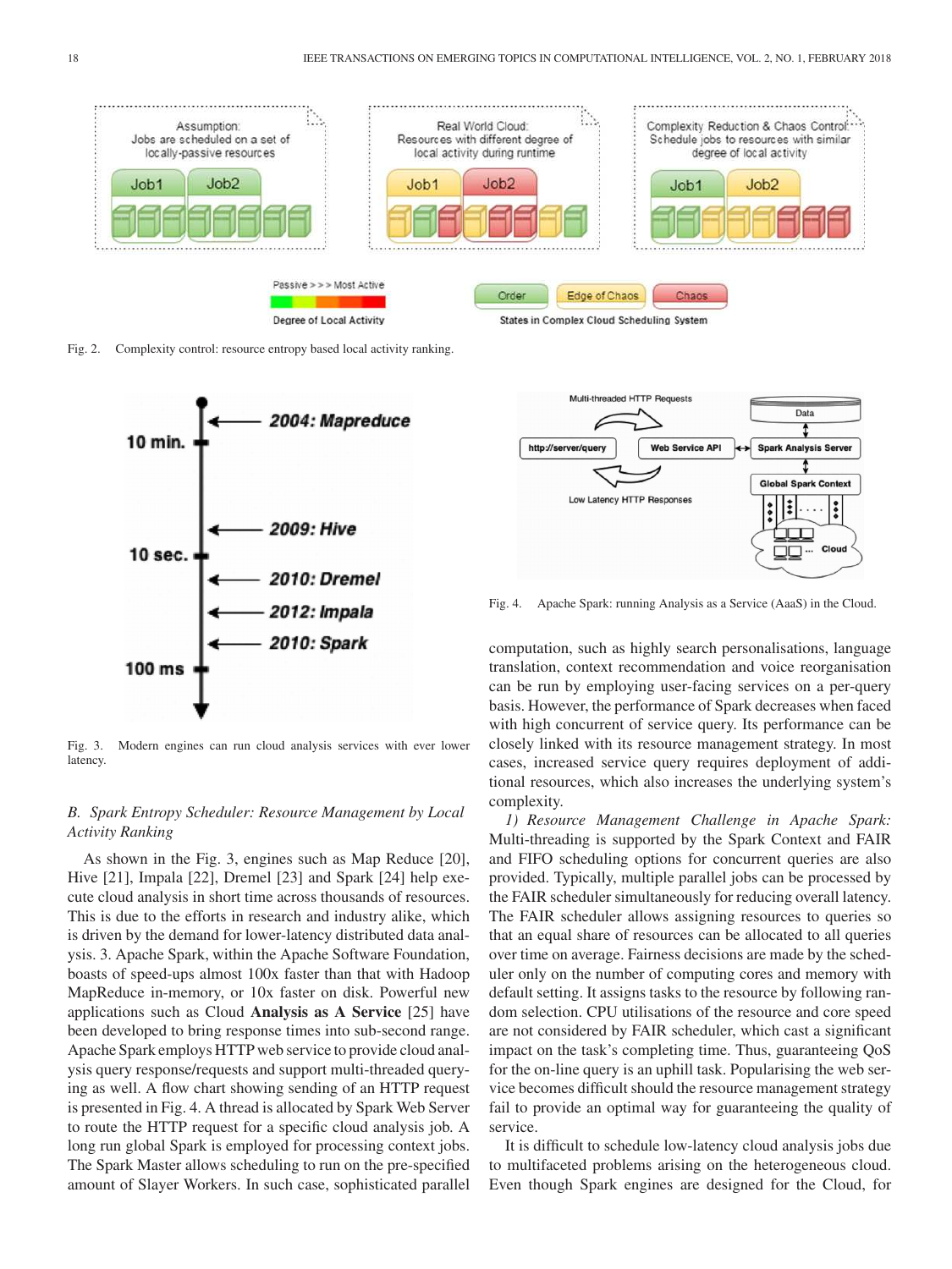Assumption:
Jobs are scheduled on a set of locally-passive resources

Job1 Job2

Real World Cloud:
Resources with different degree of local activity during runtime

Job1 Job2

Complexity Reduction & Chaos Control:
Schedule jobs to resources with similar degree of local activity

Job1 Job2

Passive >>> Most Active

Degree of Local Activity

Order Edge of Chaos Chaos

States in Complex Cloud Scheduling System

Fig. 2. Complexity control: resource entropy based local activity ranking.

10 min.
10 sec.
100 ms
2004: Mapreduce
2009: Hive
2010: Dremel
2012: Impala
2010: Spark

Fig. 3. Modern engines can run cloud analysis services with ever lower latency.

### B. Spark Entropy Scheduler: Resource Management by Local Activity Ranking

As shown in the Fig. 3, engines such as Map Reduce [20], Hive [21], Impala [22], Dremel [23] and Spark [24] help execute cloud analysis in short time across thousands of resources. This is due to the efforts in research and industry alike, which is driven by the demand for lower-latency distributed data analysis. 3. Apache Spark, within the Apache Software Foundation, boasts of speed-ups almost 100x faster than that with Hadoop MapReduce in-memory, or 10x faster on disk. Powerful new applications such as Cloud **Analysis as A Service** [25] have been developed to bring response times into sub-second range. Apache Spark employs HTTP web service to provide cloud analysis query response/requests and support multi-threaded querying as well. A flow chart showing sending of an HTTP request is presented in Fig. 4. A thread is allocated by Spark Web Server to route the HTTP request for a specific cloud analysis job. A long run global Spark is employed for processing context jobs. The Spark Master allows scheduling to run on the pre-specified amount of Slayer Workers. In such case, sophisticated parallel computation, such as highly search personalisations, language translation, context recommendation and voice reorganisation can be run by employing user-facing services on a per-query basis. However, the performance of Spark decreases when faced with high concurrent of service query. Its performance can be closely linked with its resource management strategy. In most cases, increased service query requires deployment of additional resources, which also increases the underlying system's complexity.

Multi-threaded HTTP Requests
http://server/query
Web Service API
Spark Analysis Server
Data
Global Spark Context
Cloud
Low Latency HTTP Responses

Fig. 4. Apache Spark: running Analysis as a Service (AaaS) in the Cloud.

*1) Resource Management Challenge in Apache Spark:* Multi-threading is supported by the Spark Context and FAIR and FIFO scheduling options for concurrent queries are also provided. Typically, multiple parallel jobs can be processed by the FAIR scheduler simultaneously for reducing overall latency. The FAIR scheduler allows assigning resources to queries so that an equal share of resources can be allocated to all queries over time on average. Fairness decisions are made by the scheduler only on the number of computing cores and memory with default setting. It assigns tasks to the resource by following random selection. CPU utilisations of the resource and core speed are not considered by FAIR scheduler, which cast a significant impact on the task's completing time. Thus, guaranteeing QoS for the on-line query is an uphill task. Popularising the web service becomes difficult should the resource management strategy fail to provide an optimal way for guaranteeing the quality of service.

It is difficult to schedule low-latency cloud analysis jobs due to multifaceted problems arising on the heterogeneous cloud. Even though Spark engines are designed for the Cloud, for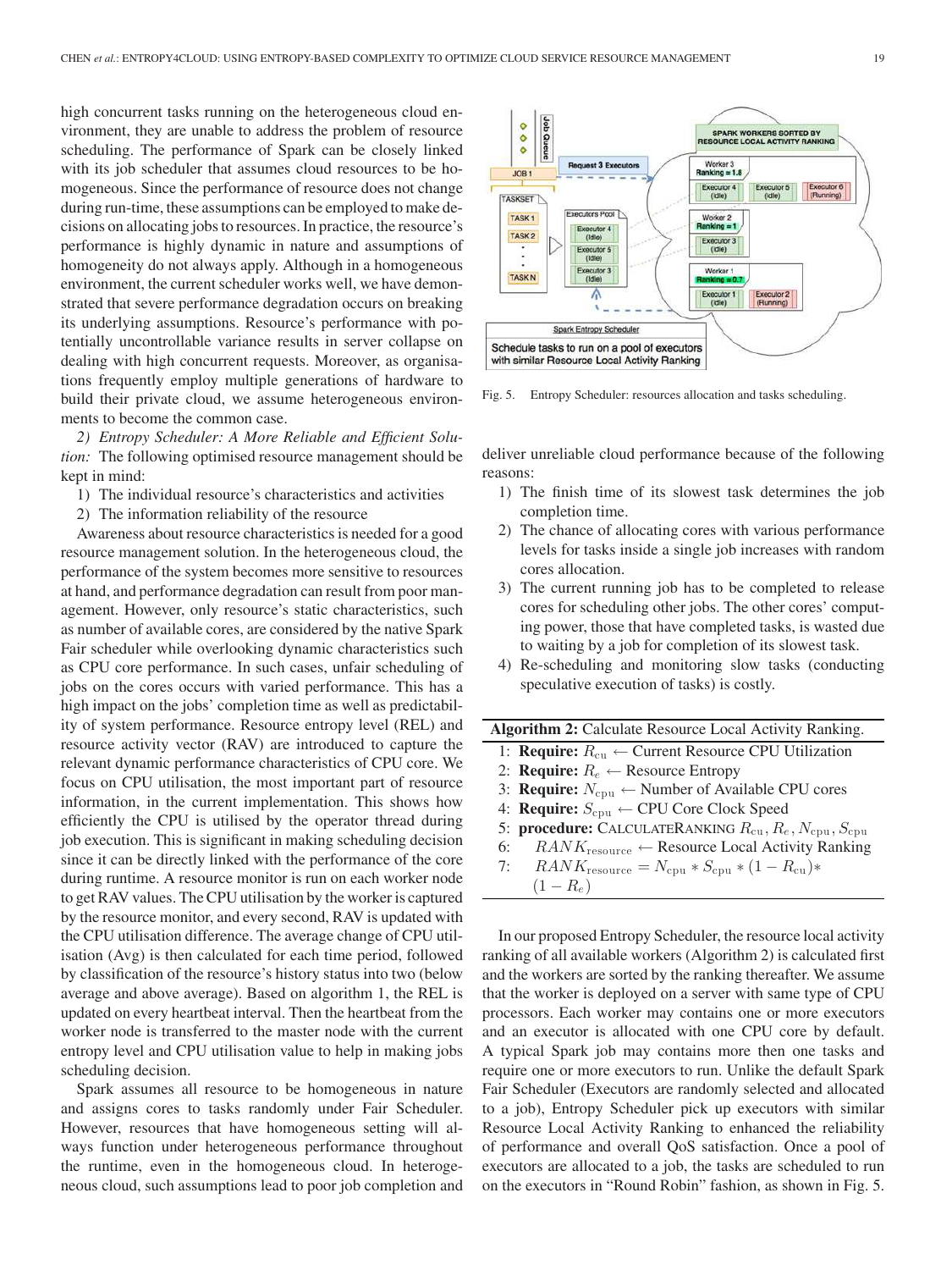high concurrent tasks running on the heterogeneous cloud environment, they are unable to address the problem of resource scheduling. The performance of Spark can be closely linked with its job scheduler that assumes cloud resources to be homogeneous. Since the performance of resource does not change during run-time, these assumptions can be employed to make decisions on allocating jobs to resources. In practice, the resource's performance is highly dynamic in nature and assumptions of homogeneity do not always apply. Although in a homogeneous environment, the current scheduler works well, we have demonstrated that severe performance degradation occurs on breaking its underlying assumptions. Resource's performance with potentially uncontrollable variance results in server collapse on dealing with high concurrent requests. Moreover, as organisations frequently employ multiple generations of hardware to build their private cloud, we assume heterogeneous environments to become the common case.

*2) Entropy Scheduler: A More Reliable and Efficient Solution:* The following optimised resource management should be kept in mind:

1) The individual resource's characteristics and activities
2) The information reliability of the resource

Awareness about resource characteristics is needed for a good resource management solution. In the heterogeneous cloud, the performance of the system becomes more sensitive to resources at hand, and performance degradation can result from poor management. However, only resource's static characteristics, such as number of available cores, are considered by the native Spark Fair scheduler while overlooking dynamic characteristics such as CPU core performance. In such cases, unfair scheduling of jobs on the cores occurs with varied performance. This has a high impact on the jobs' completion time as well as predictability of system performance. Resource entropy level (REL) and resource activity vector (RAV) are introduced to capture the relevant dynamic performance characteristics of CPU core. We focus on CPU utilisation, the most important part of resource information, in the current implementation. This shows how efficiently the CPU is utilised by the operator thread during job execution. This is significant in making scheduling decision since it can be directly linked with the performance of the core during runtime. A resource monitor is run on each worker node to get RAV values. The CPU utilisation by the worker is captured by the resource monitor, and every second, RAV is updated with the CPU utilisation difference. The average change of CPU utilisation (Avg) is then calculated for each time period, followed by classification of the resource's history status into two (below average and above average). Based on algorithm 1, the REL is updated on every heartbeat interval. Then the heartbeat from the worker node is transferred to the master node with the current entropy level and CPU utilisation value to help in making jobs scheduling decision.

Spark assumes all resource to be homogeneous in nature and assigns cores to tasks randomly under Fair Scheduler. However, resources that have homogeneous setting will always function under heterogeneous performance throughout the runtime, even in the homogeneous cloud. In heterogeneous cloud, such assumptions lead to poor job completion and deliver unreliable cloud performance because of the following reasons:

1) The finish time of its slowest task determines the job completion time.
2) The chance of allocating cores with various performance levels for tasks inside a single job increases with random cores allocation.
3) The current running job has to be completed to release cores for scheduling other jobs. The other cores' computing power, those that have completed tasks, is wasted due to waiting by a job for completion of its slowest task.
4) Re-scheduling and monitoring slow tasks (conducting speculative execution of tasks) is costly.

Job Queue

JOB 1

Request 3 Executors

TASKSET

TASK 1

TASK 2

TASK N

Executors Pool

Executor 4 (Idle)

Executor 5 (Idle)

Executor 3 (Idle)

SPARK WORKERS SORTED BY RESOURCE LOCAL ACTIVITY RANKING

Worker 3 Ranking = 1.8

Executor 4 (Idle) Executor 5 (Idle) Executor 6 (Running)

Worker 2 Ranking = 1

Executor 3 (Idle)

Worker 1 Ranking = 0.7

Executor 1 (Idle) Executor 2 (Running)

Spark Entropy Scheduler

Schedule tasks to run on a pool of executors with similar Resource Local Activity Ranking

Fig. 5. Entropy Scheduler: resources allocation and tasks scheduling.

**Algorithm 2:** Calculate Resource Local Activity Ranking.

1: **Require:** $R_{\rm cu} \leftarrow$ Current Resource CPU Utilization
2: **Require:** $R_e \leftarrow$ Resource Entropy
3: **Require:** $N_{\rm cpu} \leftarrow$ Number of Available CPU cores
4: **Require:** $S_{\rm cpu} \leftarrow$ CPU Core Clock Speed
5: **procedure:** CALCULATERANKING $R_{\rm cu}, R_e, N_{\rm cpu}, S_{\rm cpu}$
6: $\quad RANK_{\rm resource} \leftarrow$ Resource Local Activity Ranking
7: $\quad RANK_{\rm resource} = N_{\rm cpu} * S_{\rm cpu} * (1 - R_{\rm cu}) * (1 - R_e)$

In our proposed Entropy Scheduler, the resource local activity ranking of all available workers (Algorithm 2) is calculated first and the workers are sorted by the ranking thereafter. We assume that the worker is deployed on a server with same type of CPU processors. Each worker may contains one or more executors and an executor is allocated with one CPU core by default. A typical Spark job may contains more then one tasks and require one or more executors to run. Unlike the default Spark Fair Scheduler (Executors are randomly selected and allocated to a job), Entropy Scheduler pick up executors with similar Resource Local Activity Ranking to enhanced the reliability of performance and overall QoS satisfaction. Once a pool of executors are allocated to a job, the tasks are scheduled to run on the executors in "Round Robin" fashion, as shown in Fig. 5.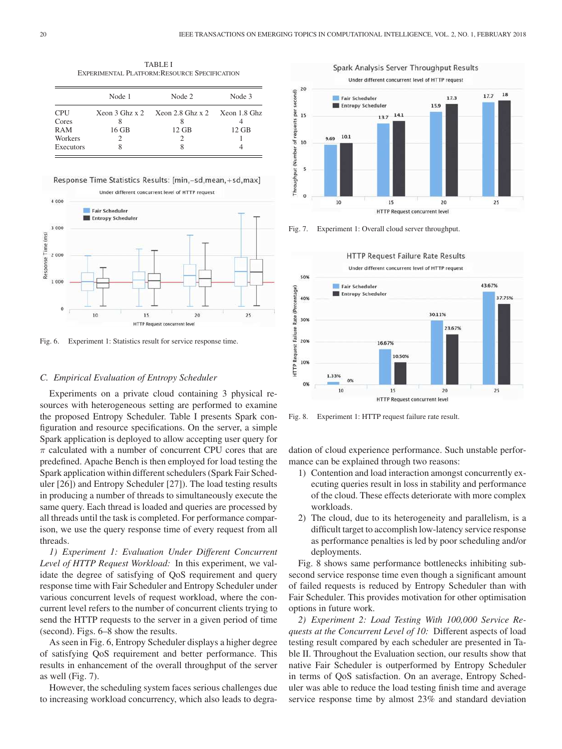TABLE I
EXPERIMENTAL PLATFORM:RESOURCE SPECIFICATION

| | Node 1 | Node 2 | Node 3 |
|---|---|---|---|
| CPU | Xeon 3 Ghz x 2 | Xeon 2.8 Ghz x 2 | Xeon 1.8 Ghz |
| Cores | 8 | 8 | 4 |
| RAM | 16 GB | 12 GB | 12 GB |
| Workers | 2 | 2 | 1 |
| Executors | 8 | 8 | 4 |

Fig. 6. Experiment 1: Statistics result for service response time.

### C. Empirical Evaluation of Entropy Scheduler

Experiments on a private cloud containing 3 physical resources with heterogeneous setting are performed to examine the proposed Entropy Scheduler. Table I presents Spark configuration and resource specifications. On the server, a simple Spark application is deployed to allow accepting user query for $\pi$ calculated with a number of concurrent CPU cores that are predefined. Apache Bench is then employed for load testing the Spark application within different schedulers (Spark Fair Scheduler [26]) and Entropy Scheduler [27]). The load testing results in producing a number of threads to simultaneously execute the same query. Each thread is loaded and queries are processed by all threads until the task is completed. For performance comparison, we use the query response time of every request from all threads.

*1) Experiment 1: Evaluation Under Different Concurrent Level of HTTP Request Workload:* In this experiment, we validate the degree of satisfying of QoS requirement and query response time with Fair Scheduler and Entropy Scheduler under various concurrent levels of request workload, where the concurrent level refers to the number of concurrent clients trying to send the HTTP requests to the server in a given period of time (second). Figs. 6–8 show the results.

As seen in Fig. 6, Entropy Scheduler displays a higher degree of satisfying QoS requirement and better performance. This results in enhancement of the overall throughput of the server as well (Fig. 7).

However, the scheduling system faces serious challenges due to increasing workload concurrency, which also leads to degradation of cloud experience performance. Such unstable performance can be explained through two reasons:

1) Contention and load interaction amongst concurrently executing queries result in loss in stability and performance of the cloud. These effects deteriorate with more complex workloads.
2) The cloud, due to its heterogeneity and parallelism, is a difficult target to accomplish low-latency service response as performance penalties is led by poor scheduling and/or deployments.

Fig. 7. Experiment 1: Overall cloud server throughput.

Fig. 8. Experiment 1: HTTP request failure rate result.

Fig. 8 shows same performance bottlenecks inhibiting subsecond service response time even though a significant amount of failed requests is reduced by Entropy Scheduler than with Fair Scheduler. This provides motivation for other optimisation options in future work.

*2) Experiment 2: Load Testing With 100,000 Service Requests at the Concurrent Level of 10:* Different aspects of load testing result compared by each scheduler are presented in Table II. Throughout the Evaluation section, our results show that native Fair Scheduler is outperformed by Entropy Scheduler in terms of QoS satisfaction. On an average, Entropy Scheduler was able to reduce the load testing finish time and average service response time by almost 23% and standard deviation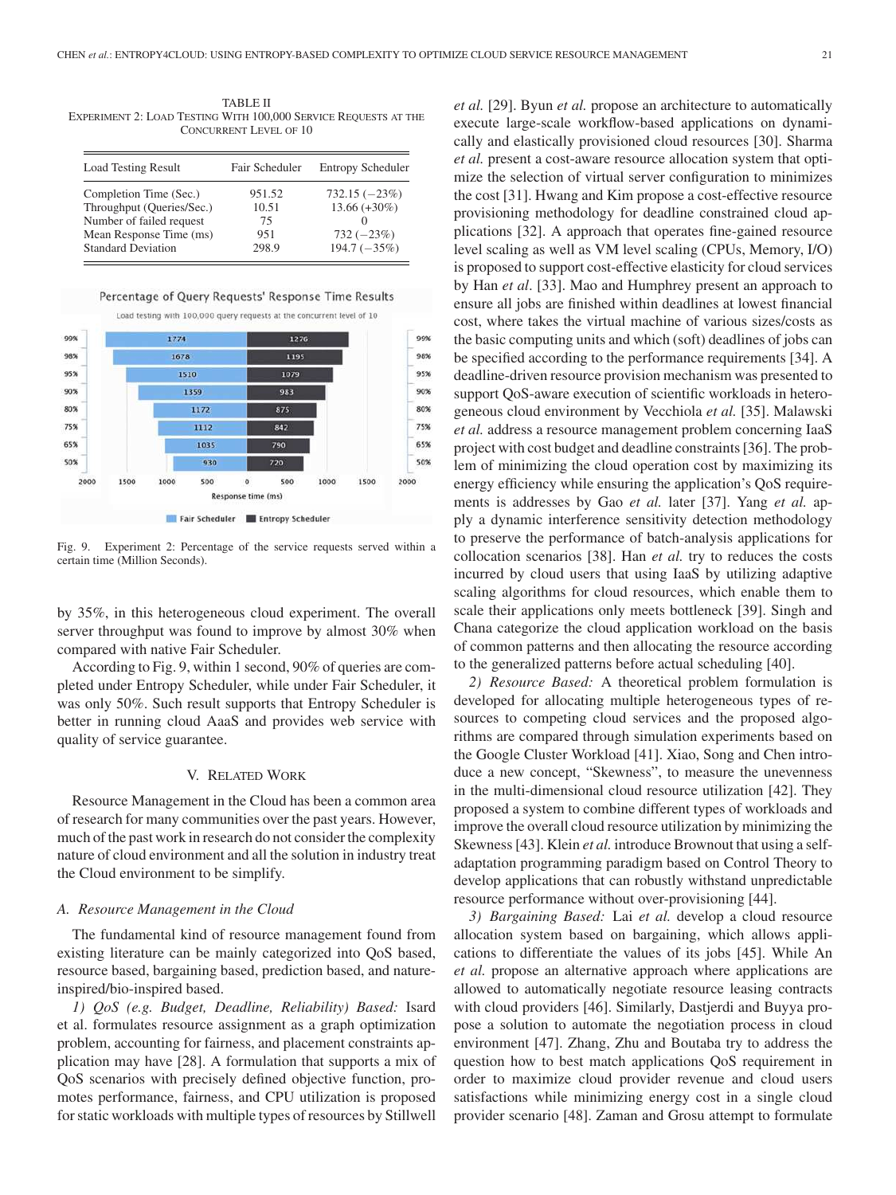TABLE II
EXPERIMENT 2: LOAD TESTING WITH 100,000 SERVICE REQUESTS AT THE CONCURRENT LEVEL OF 10

| Load Testing Result | Fair Scheduler | Entropy Scheduler |
|---|---|---|
| Completion Time (Sec.) | 951.52 | 732.15 (−23%) |
| Throughput (Queries/Sec.) | 10.51 | 13.66 (+30%) |
| Number of failed request | 75 | 0 |
| Mean Response Time (ms) | 951 | 732 (−23%) |
| Standard Deviation | 298.9 | 194.7 (−35%) |

Fig. 9. Experiment 2: Percentage of the service requests served within a certain time (Million Seconds).

by 35%, in this heterogeneous cloud experiment. The overall server throughput was found to improve by almost 30% when compared with native Fair Scheduler.

According to Fig. 9, within 1 second, 90% of queries are completed under Entropy Scheduler, while under Fair Scheduler, it was only 50%. Such result supports that Entropy Scheduler is better in running cloud AaaS and provides web service with quality of service guarantee.

## V. RELATED WORK

Resource Management in the Cloud has been a common area of research for many communities over the past years. However, much of the past work in research do not consider the complexity nature of cloud environment and all the solution in industry treat the Cloud environment to be simplify.

### A. Resource Management in the Cloud

The fundamental kind of resource management found from existing literature can be mainly categorized into QoS based, resource based, bargaining based, prediction based, and nature-inspired/bio-inspired based.

*1) QoS (e.g. Budget, Deadline, Reliability) Based:* Isard et al. formulates resource assignment as a graph optimization problem, accounting for fairness, and placement constraints application may have [28]. A formulation that supports a mix of QoS scenarios with precisely defined objective function, promotes performance, fairness, and CPU utilization is proposed for static workloads with multiple types of resources by Stillwell *et al.* [29]. Byun *et al.* propose an architecture to automatically execute large-scale workflow-based applications on dynamically and elastically provisioned cloud resources [30]. Sharma *et al.* present a cost-aware resource allocation system that optimize the selection of virtual server configuration to minimizes the cost [31]. Hwang and Kim propose a cost-effective resource provisioning methodology for deadline constrained cloud applications [32]. A approach that operates fine-gained resource level scaling as well as VM level scaling (CPUs, Memory, I/O) is proposed to support cost-effective elasticity for cloud services by Han *et al*. [33]. Mao and Humphrey present an approach to ensure all jobs are finished within deadlines at lowest financial cost, where takes the virtual machine of various sizes/costs as the basic computing units and which (soft) deadlines of jobs can be specified according to the performance requirements [34]. A deadline-driven resource provision mechanism was presented to support QoS-aware execution of scientific workloads in heterogeneous cloud environment by Vecchiola *et al.* [35]. Malawski *et al.* address a resource management problem concerning IaaS project with cost budget and deadline constraints [36]. The problem of minimizing the cloud operation cost by maximizing its energy efficiency while ensuring the application's QoS requirements is addresses by Gao *et al.* later [37]. Yang *et al.* apply a dynamic interference sensitivity detection methodology to preserve the performance of batch-analysis applications for collocation scenarios [38]. Han *et al.* try to reduces the costs incurred by cloud users that using IaaS by utilizing adaptive scaling algorithms for cloud resources, which enable them to scale their applications only meets bottleneck [39]. Singh and Chana categorize the cloud application workload on the basis of common patterns and then allocating the resource according to the generalized patterns before actual scheduling [40].

*2) Resource Based:* A theoretical problem formulation is developed for allocating multiple heterogeneous types of resources to competing cloud services and the proposed algorithms are compared through simulation experiments based on the Google Cluster Workload [41]. Xiao, Song and Chen introduce a new concept, "Skewness", to measure the unevenness in the multi-dimensional cloud resource utilization [42]. They proposed a system to combine different types of workloads and improve the overall cloud resource utilization by minimizing the Skewness [43]. Klein *et al.* introduce Brownout that using a self-adaptation programming paradigm based on Control Theory to develop applications that can robustly withstand unpredictable resource performance without over-provisioning [44].

*3) Bargaining Based:* Lai *et al.* develop a cloud resource allocation system based on bargaining, which allows applications to differentiate the values of its jobs [45]. While An *et al.* propose an alternative approach where applications are allowed to automatically negotiate resource leasing contracts with cloud providers [46]. Similarly, Dastjerdi and Buyya propose a solution to automate the negotiation process in cloud environment [47]. Zhang, Zhu and Boutaba try to address the question how to best match applications QoS requirement in order to maximize cloud provider revenue and cloud users satisfactions while minimizing energy cost in a single cloud provider scenario [48]. Zaman and Grosu attempt to formulate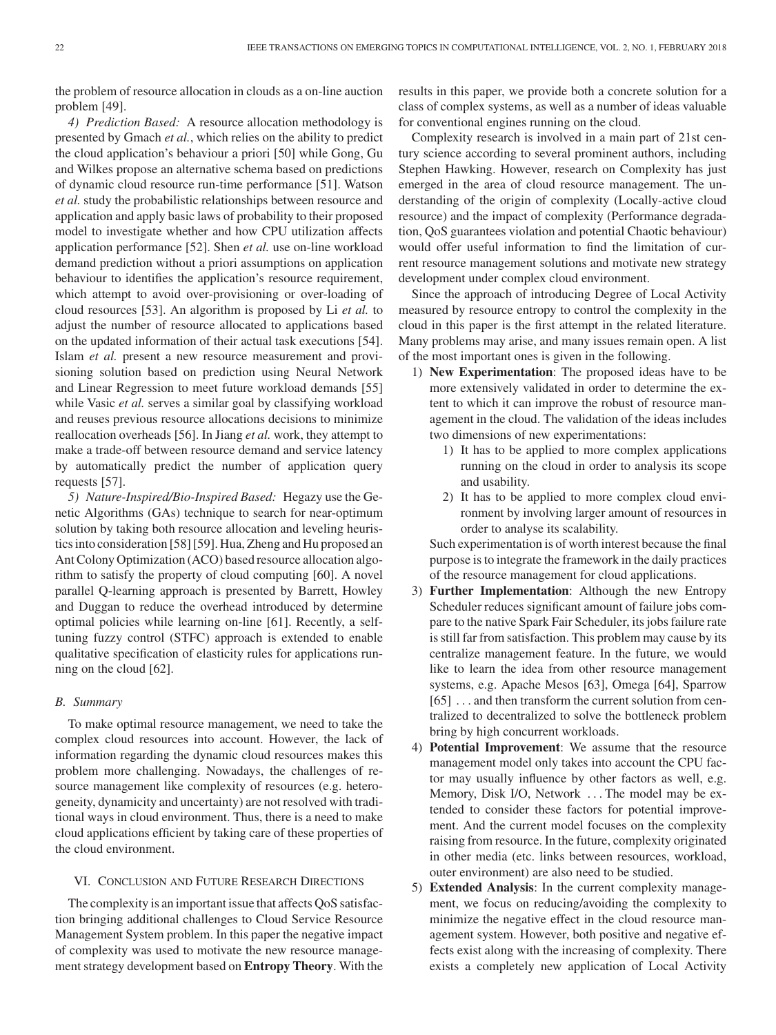the problem of resource allocation in clouds as a on-line auction problem [49].

*4) Prediction Based:* A resource allocation methodology is presented by Gmach *et al.*, which relies on the ability to predict the cloud application's behaviour a priori [50] while Gong, Gu and Wilkes propose an alternative schema based on predictions of dynamic cloud resource run-time performance [51]. Watson *et al.* study the probabilistic relationships between resource and application and apply basic laws of probability to their proposed model to investigate whether and how CPU utilization affects application performance [52]. Shen *et al.* use on-line workload demand prediction without a priori assumptions on application behaviour to identifies the application's resource requirement, which attempt to avoid over-provisioning or over-loading of cloud resources [53]. An algorithm is proposed by Li *et al.* to adjust the number of resource allocated to applications based on the updated information of their actual task executions [54]. Islam *et al.* present a new resource measurement and provisioning solution based on prediction using Neural Network and Linear Regression to meet future workload demands [55] while Vasic *et al.* serves a similar goal by classifying workload and reuses previous resource allocations decisions to minimize reallocation overheads [56]. In Jiang *et al.* work, they attempt to make a trade-off between resource demand and service latency by automatically predict the number of application query requests [57].

*5) Nature-Inspired/Bio-Inspired Based:* Hegazy use the Genetic Algorithms (GAs) technique to search for near-optimum solution by taking both resource allocation and leveling heuristics into consideration [58] [59]. Hua, Zheng and Hu proposed an Ant Colony Optimization (ACO) based resource allocation algorithm to satisfy the property of cloud computing [60]. A novel parallel Q-learning approach is presented by Barrett, Howley and Duggan to reduce the overhead introduced by determine optimal policies while learning on-line [61]. Recently, a self-tuning fuzzy control (STFC) approach is extended to enable qualitative specification of elasticity rules for applications running on the cloud [62].

### *B. Summary*

To make optimal resource management, we need to take the complex cloud resources into account. However, the lack of information regarding the dynamic cloud resources makes this problem more challenging. Nowadays, the challenges of resource management like complexity of resources (e.g. heterogeneity, dynamicity and uncertainty) are not resolved with traditional ways in cloud environment. Thus, there is a need to make cloud applications efficient by taking care of these properties of the cloud environment.

## VI. Conclusion and Future Research Directions

The complexity is an important issue that affects QoS satisfaction bringing additional challenges to Cloud Service Resource Management System problem. In this paper the negative impact of complexity was used to motivate the new resource management strategy development based on **Entropy Theory**. With the results in this paper, we provide both a concrete solution for a class of complex systems, as well as a number of ideas valuable for conventional engines running on the cloud.

Complexity research is involved in a main part of 21st century science according to several prominent authors, including Stephen Hawking. However, research on Complexity has just emerged in the area of cloud resource management. The understanding of the origin of complexity (Locally-active cloud resource) and the impact of complexity (Performance degradation, QoS guarantees violation and potential Chaotic behaviour) would offer useful information to find the limitation of current resource management solutions and motivate new strategy development under complex cloud environment.

Since the approach of introducing Degree of Local Activity measured by resource entropy to control the complexity in the cloud in this paper is the first attempt in the related literature. Many problems may arise, and many issues remain open. A list of the most important ones is given in the following.

1) **New Experimentation**: The proposed ideas have to be more extensively validated in order to determine the extent to which it can improve the robust of resource management in the cloud. The validation of the ideas includes two dimensions of new experimentations:
    1) It has to be applied to more complex applications running on the cloud in order to analysis its scope and usability.
    2) It has to be applied to more complex cloud environment by involving larger amount of resources in order to analyse its scalability.

    Such experimentation is of worth interest because the final purpose is to integrate the framework in the daily practices of the resource management for cloud applications.
3) **Further Implementation**: Although the new Entropy Scheduler reduces significant amount of failure jobs compare to the native Spark Fair Scheduler, its jobs failure rate is still far from satisfaction. This problem may cause by its centralize management feature. In the future, we would like to learn the idea from other resource management systems, e.g. Apache Mesos [63], Omega [64], Sparrow [65] ... and then transform the current solution from centralized to decentralized to solve the bottleneck problem bring by high concurrent workloads.
4) **Potential Improvement**: We assume that the resource management model only takes into account the CPU factor may usually influence by other factors as well, e.g. Memory, Disk I/O, Network ... The model may be extended to consider these factors for potential improvement. And the current model focuses on the complexity raising from resource. In the future, complexity originated in other media (etc. links between resources, workload, outer environment) are also need to be studied.
5) **Extended Analysis**: In the current complexity management, we focus on reducing/avoiding the complexity to minimize the negative effect in the cloud resource management system. However, both positive and negative effects exist along with the increasing of complexity. There exists a completely new application of Local Activity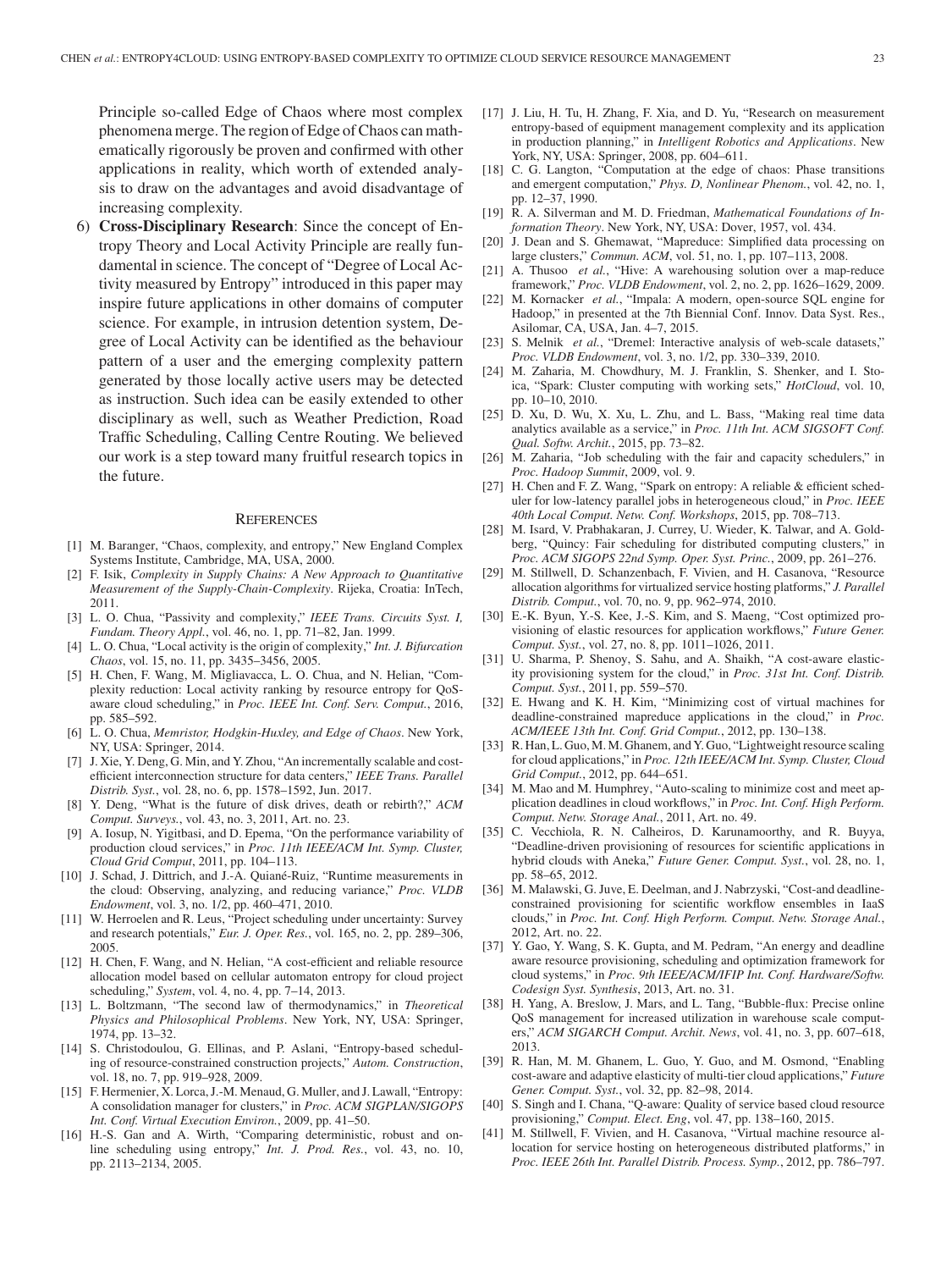Principle so-called Edge of Chaos where most complex phenomena merge. The region of Edge of Chaos can mathematically rigorously be proven and confirmed with other applications in reality, which worth of extended analysis to draw on the advantages and avoid disadvantage of increasing complexity.

6) **Cross-Disciplinary Research**: Since the concept of Entropy Theory and Local Activity Principle are really fundamental in science. The concept of "Degree of Local Activity measured by Entropy" introduced in this paper may inspire future applications in other domains of computer science. For example, in intrusion detention system, Degree of Local Activity can be identified as the behaviour pattern of a user and the emerging complexity pattern generated by those locally active users may be detected as instruction. Such idea can be easily extended to other disciplinary as well, such as Weather Prediction, Road Traffic Scheduling, Calling Centre Routing. We believed our work is a step toward many fruitful research topics in the future.

## References

[1] M. Baranger, "Chaos, complexity, and entropy," New England Complex Systems Institute, Cambridge, MA, USA, 2000.

[2] F. Isik, *Complexity in Supply Chains: A New Approach to Quantitative Measurement of the Supply-Chain-Complexity*. Rijeka, Croatia: InTech, 2011.

[3] L. O. Chua, "Passivity and complexity," *IEEE Trans. Circuits Syst. I, Fundam. Theory Appl.*, vol. 46, no. 1, pp. 71–82, Jan. 1999.

[4] L. O. Chua, "Local activity is the origin of complexity," *Int. J. Bifurcation Chaos*, vol. 15, no. 11, pp. 3435–3456, 2005.

[5] H. Chen, F. Wang, M. Migliavacca, L. O. Chua, and N. Helian, "Complexity reduction: Local activity ranking by resource entropy for QoS-aware cloud scheduling," in *Proc. IEEE Int. Conf. Serv. Comput.*, 2016, pp. 585–592.

[6] L. O. Chua, *Memristor, Hodgkin-Huxley, and Edge of Chaos*. New York, NY, USA: Springer, 2014.

[7] J. Xie, Y. Deng, G. Min, and Y. Zhou, "An incrementally scalable and cost-efficient interconnection structure for data centers," *IEEE Trans. Parallel Distrib. Syst.*, vol. 28, no. 6, pp. 1578–1592, Jun. 2017.

[8] Y. Deng, "What is the future of disk drives, death or rebirth?," *ACM Comput. Surveys.*, vol. 43, no. 3, 2011, Art. no. 23.

[9] A. Iosup, N. Yigitbasi, and D. Epema, "On the performance variability of production cloud services," in *Proc. 11th IEEE/ACM Int. Symp. Cluster, Cloud Grid Comput*, 2011, pp. 104–113.

[10] J. Schad, J. Dittrich, and J.-A. Quiané-Ruiz, "Runtime measurements in the cloud: Observing, analyzing, and reducing variance," *Proc. VLDB Endowment*, vol. 3, no. 1/2, pp. 460–471, 2010.

[11] W. Herroelen and R. Leus, "Project scheduling under uncertainty: Survey and research potentials," *Eur. J. Oper. Res.*, vol. 165, no. 2, pp. 289–306, 2005.

[12] H. Chen, F. Wang, and N. Helian, "A cost-efficient and reliable resource allocation model based on cellular automaton entropy for cloud project scheduling," *System*, vol. 4, no. 4, pp. 7–14, 2013.

[13] L. Boltzmann, "The second law of thermodynamics," in *Theoretical Physics and Philosophical Problems*. New York, NY, USA: Springer, 1974, pp. 13–32.

[14] S. Christodoulou, G. Ellinas, and P. Aslani, "Entropy-based scheduling of resource-constrained construction projects," *Autom. Construction*, vol. 18, no. 7, pp. 919–928, 2009.

[15] F. Hermenier, X. Lorca, J.-M. Menaud, G. Muller, and J. Lawall, "Entropy: A consolidation manager for clusters," in *Proc. ACM SIGPLAN/SIGOPS Int. Conf. Virtual Execution Environ.*, 2009, pp. 41–50.

[16] H.-S. Gan and A. Wirth, "Comparing deterministic, robust and online scheduling using entropy," *Int. J. Prod. Res.*, vol. 43, no. 10, pp. 2113–2134, 2005.

[17] J. Liu, H. Tu, H. Zhang, F. Xia, and D. Yu, "Research on measurement entropy-based of equipment management complexity and its application in production planning," in *Intelligent Robotics and Applications*. New York, NY, USA: Springer, 2008, pp. 604–611.

[18] C. G. Langton, "Computation at the edge of chaos: Phase transitions and emergent computation," *Phys. D, Nonlinear Phenom.*, vol. 42, no. 1, pp. 12–37, 1990.

[19] R. A. Silverman and M. D. Friedman, *Mathematical Foundations of Information Theory*. New York, NY, USA: Dover, 1957, vol. 434.

[20] J. Dean and S. Ghemawat, "Mapreduce: Simplified data processing on large clusters," *Commun. ACM*, vol. 51, no. 1, pp. 107–113, 2008.

[21] A. Thusoo *et al.*, "Hive: A warehousing solution over a map-reduce framework," *Proc. VLDB Endowment*, vol. 2, no. 2, pp. 1626–1629, 2009.

[22] M. Kornacker *et al.*, "Impala: A modern, open-source SQL engine for Hadoop," in presented at the 7th Biennial Conf. Innov. Data Syst. Res., Asilomar, CA, USA, Jan. 4–7, 2015.

[23] S. Melnik *et al.*, "Dremel: Interactive analysis of web-scale datasets," *Proc. VLDB Endowment*, vol. 3, no. 1/2, pp. 330–339, 2010.

[24] M. Zaharia, M. Chowdhury, M. J. Franklin, S. Shenker, and I. Stoica, "Spark: Cluster computing with working sets," *HotCloud*, vol. 10, pp. 10–10, 2010.

[25] D. Xu, D. Wu, X. Xu, L. Zhu, and L. Bass, "Making real time data analytics available as a service," in *Proc. 11th Int. ACM SIGSOFT Conf. Qual. Softw. Archit.*, 2015, pp. 73–82.

[26] M. Zaharia, "Job scheduling with the fair and capacity schedulers," in *Proc. Hadoop Summit*, 2009, vol. 9.

[27] H. Chen and F. Z. Wang, "Spark on entropy: A reliable & efficient scheduler for low-latency parallel jobs in heterogeneous cloud," in *Proc. IEEE 40th Local Comput. Netw. Conf. Workshops*, 2015, pp. 708–713.

[28] M. Isard, V. Prabhakaran, J. Currey, U. Wieder, K. Talwar, and A. Goldberg, "Quincy: Fair scheduling for distributed computing clusters," in *Proc. ACM SIGOPS 22nd Symp. Oper. Syst. Princ.*, 2009, pp. 261–276.

[29] M. Stillwell, D. Schanzenbach, F. Vivien, and H. Casanova, "Resource allocation algorithms for virtualized service hosting platforms," *J. Parallel Distrib. Comput.*, vol. 70, no. 9, pp. 962–974, 2010.

[30] E.-K. Byun, Y.-S. Kee, J.-S. Kim, and S. Maeng, "Cost optimized provisioning of elastic resources for application workflows," *Future Gener. Comput. Syst.*, vol. 27, no. 8, pp. 1011–1026, 2011.

[31] U. Sharma, P. Shenoy, S. Sahu, and A. Shaikh, "A cost-aware elasticity provisioning system for the cloud," in *Proc. 31st Int. Conf. Distrib. Comput. Syst.*, 2011, pp. 559–570.

[32] E. Hwang and K. H. Kim, "Minimizing cost of virtual machines for deadline-constrained mapreduce applications in the cloud," in *Proc. ACM/IEEE 13th Int. Conf. Grid Comput.*, 2012, pp. 130–138.

[33] R. Han, L. Guo, M. M. Ghanem, and Y. Guo, "Lightweight resource scaling for cloud applications," in *Proc. 12th IEEE/ACM Int. Symp. Cluster, Cloud Grid Comput.*, 2012, pp. 644–651.

[34] M. Mao and M. Humphrey, "Auto-scaling to minimize cost and meet application deadlines in cloud workflows," in *Proc. Int. Conf. High Perform. Comput. Netw. Storage Anal.*, 2011, Art. no. 49.

[35] C. Vecchiola, R. N. Calheiros, D. Karunamoorthy, and R. Buyya, "Deadline-driven provisioning of resources for scientific applications in hybrid clouds with Aneka," *Future Gener. Comput. Syst.*, vol. 28, no. 1, pp. 58–65, 2012.

[36] M. Malawski, G. Juve, E. Deelman, and J. Nabrzyski, "Cost-and deadline-constrained provisioning for scientific workflow ensembles in IaaS clouds," in *Proc. Int. Conf. High Perform. Comput. Netw. Storage Anal.*, 2012, Art. no. 22.

[37] Y. Gao, Y. Wang, S. K. Gupta, and M. Pedram, "An energy and deadline aware resource provisioning, scheduling and optimization framework for cloud systems," in *Proc. 9th IEEE/ACM/IFIP Int. Conf. Hardware/Softw. Codesign Syst. Synthesis*, 2013, Art. no. 31.

[38] H. Yang, A. Breslow, J. Mars, and L. Tang, "Bubble-flux: Precise online QoS management for increased utilization in warehouse scale computers," *ACM SIGARCH Comput. Archit. News*, vol. 41, no. 3, pp. 607–618, 2013.

[39] R. Han, M. M. Ghanem, L. Guo, Y. Guo, and M. Osmond, "Enabling cost-aware and adaptive elasticity of multi-tier cloud applications," *Future Gener. Comput. Syst.*, vol. 32, pp. 82–98, 2014.

[40] S. Singh and I. Chana, "Q-aware: Quality of service based cloud resource provisioning," *Comput. Elect. Eng*, vol. 47, pp. 138–160, 2015.

[41] M. Stillwell, F. Vivien, and H. Casanova, "Virtual machine resource allocation for service hosting on heterogeneous distributed platforms," in *Proc. IEEE 26th Int. Parallel Distrib. Process. Symp.*, 2012, pp. 786–797.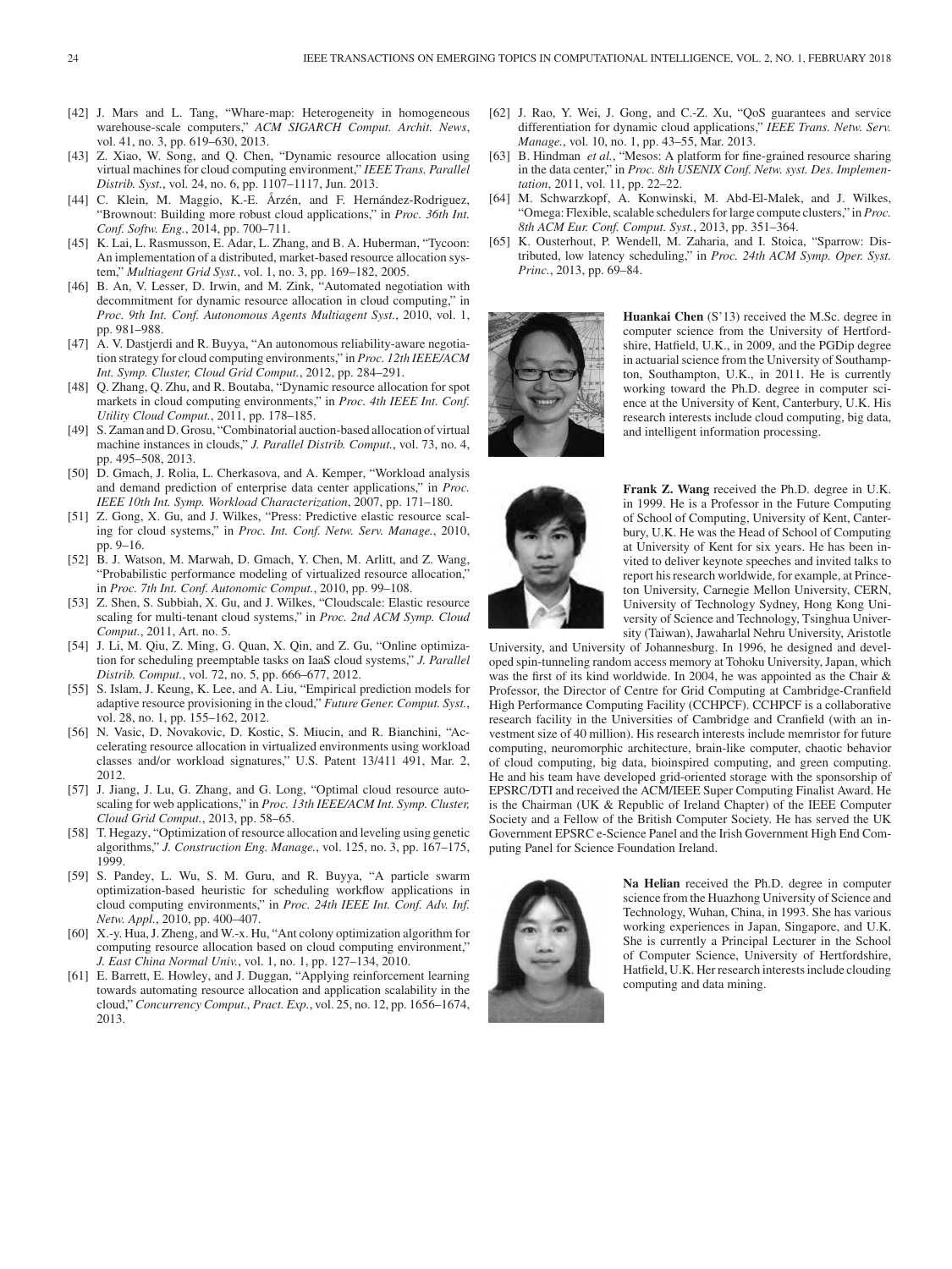[42] J. Mars and L. Tang, "Whare-map: Heterogeneity in homogeneous warehouse-scale computers," *ACM SIGARCH Comput. Archit. News*, vol. 41, no. 3, pp. 619–630, 2013.

[43] Z. Xiao, W. Song, and Q. Chen, "Dynamic resource allocation using virtual machines for cloud computing environment," *IEEE Trans. Parallel Distrib. Syst.*, vol. 24, no. 6, pp. 1107–1117, Jun. 2013.

[44] C. Klein, M. Maggio, K.-E. Årzén, and F. Hernández-Rodriguez, "Brownout: Building more robust cloud applications," in *Proc. 36th Int. Conf. Softw. Eng.*, 2014, pp. 700–711.

[45] K. Lai, L. Rasmusson, E. Adar, L. Zhang, and B. A. Huberman, "Tycoon: An implementation of a distributed, market-based resource allocation system," *Multiagent Grid Syst.*, vol. 1, no. 3, pp. 169–182, 2005.

[46] B. An, V. Lesser, D. Irwin, and M. Zink, "Automated negotiation with decommitment for dynamic resource allocation in cloud computing," in *Proc. 9th Int. Conf. Autonomous Agents Multiagent Syst.*, 2010, vol. 1, pp. 981–988.

[47] A. V. Dastjerdi and R. Buyya, "An autonomous reliability-aware negotiation strategy for cloud computing environments," in *Proc. 12th IEEE/ACM Int. Symp. Cluster, Cloud Grid Comput.*, 2012, pp. 284–291.

[48] Q. Zhang, Q. Zhu, and R. Boutaba, "Dynamic resource allocation for spot markets in cloud computing environments," in *Proc. 4th IEEE Int. Conf. Utility Cloud Comput.*, 2011, pp. 178–185.

[49] S. Zaman and D. Grosu, "Combinatorial auction-based allocation of virtual machine instances in clouds," *J. Parallel Distrib. Comput.*, vol. 73, no. 4, pp. 495–508, 2013.

[50] D. Gmach, J. Rolia, L. Cherkasova, and A. Kemper, "Workload analysis and demand prediction of enterprise data center applications," in *Proc. IEEE 10th Int. Symp. Workload Characterization*, 2007, pp. 171–180.

[51] Z. Gong, X. Gu, and J. Wilkes, "Press: Predictive elastic resource scaling for cloud systems," in *Proc. Int. Conf. Netw. Serv. Manage.*, 2010, pp. 9–16.

[52] B. J. Watson, M. Marwah, D. Gmach, Y. Chen, M. Arlitt, and Z. Wang, "Probabilistic performance modeling of virtualized resource allocation," in *Proc. 7th Int. Conf. Autonomic Comput.*, 2010, pp. 99–108.

[53] Z. Shen, S. Subbiah, X. Gu, and J. Wilkes, "Cloudscale: Elastic resource scaling for multi-tenant cloud systems," in *Proc. 2nd ACM Symp. Cloud Comput.*, 2011, Art. no. 5.

[54] J. Li, M. Qiu, Z. Ming, G. Quan, X. Qin, and Z. Gu, "Online optimization for scheduling preemptable tasks on IaaS cloud systems," *J. Parallel Distrib. Comput.*, vol. 72, no. 5, pp. 666–677, 2012.

[55] S. Islam, J. Keung, K. Lee, and A. Liu, "Empirical prediction models for adaptive resource provisioning in the cloud," *Future Gener. Comput. Syst.*, vol. 28, no. 1, pp. 155–162, 2012.

[56] N. Vasic, D. Novakovic, D. Kostic, S. Miucin, and R. Bianchini, "Accelerating resource allocation in virtualized environments using workload classes and/or workload signatures," U.S. Patent 13/411 491, Mar. 2, 2012.

[57] J. Jiang, J. Lu, G. Zhang, and G. Long, "Optimal cloud resource autoscaling for web applications," in *Proc. 13th IEEE/ACM Int. Symp. Cluster, Cloud Grid Comput.*, 2013, pp. 58–65.

[58] T. Hegazy, "Optimization of resource allocation and leveling using genetic algorithms," *J. Construction Eng. Manage.*, vol. 125, no. 3, pp. 167–175, 1999.

[59] S. Pandey, L. Wu, S. M. Guru, and R. Buyya, "A particle swarm optimization-based heuristic for scheduling workflow applications in cloud computing environments," in *Proc. 24th IEEE Int. Conf. Adv. Inf. Netw. Appl.*, 2010, pp. 400–407.

[60] X.-y. Hua, J. Zheng, and W.-x. Hu, "Ant colony optimization algorithm for computing resource allocation based on cloud computing environment," *J. East China Normal Univ.*, vol. 1, no. 1, pp. 127–134, 2010.

[61] E. Barrett, E. Howley, and J. Duggan, "Applying reinforcement learning towards automating resource allocation and application scalability in the cloud," *Concurrency Comput., Pract. Exp.*, vol. 25, no. 12, pp. 1656–1674, 2013.

[62] J. Rao, Y. Wei, J. Gong, and C.-Z. Xu, "QoS guarantees and service differentiation for dynamic cloud applications," *IEEE Trans. Netw. Serv. Manage.*, vol. 10, no. 1, pp. 43–55, Mar. 2013.

[63] B. Hindman *et al.*, "Mesos: A platform for fine-grained resource sharing in the data center," in *Proc. 8th USENIX Conf. Netw. syst. Des. Implementation*, 2011, vol. 11, pp. 22–22.

[64] M. Schwarzkopf, A. Konwinski, M. Abd-El-Malek, and J. Wilkes, "Omega: Flexible, scalable schedulers for large compute clusters," in *Proc. 8th ACM Eur. Conf. Comput. Syst.*, 2013, pp. 351–364.

[65] K. Ousterhout, P. Wendell, M. Zaharia, and I. Stoica, "Sparrow: Distributed, low latency scheduling," in *Proc. 24th ACM Symp. Oper. Syst. Princ.*, 2013, pp. 69–84.

**Huankai Chen** (S'13) received the M.Sc. degree in computer science from the University of Hertfordshire, Hatfield, U.K., in 2009, and the PGDip degree in actuarial science from the University of Southampton, Southampton, U.K., in 2011. He is currently working toward the Ph.D. degree in computer science at the University of Kent, Canterbury, U.K. His research interests include cloud computing, big data, and intelligent information processing.

**Frank Z. Wang** received the Ph.D. degree in U.K. in 1999. He is a Professor in the Future Computing of School of Computing, University of Kent, Canterbury, U.K. He was the Head of School of Computing at University of Kent for six years. He has been invited to deliver keynote speeches and invited talks to report his research worldwide, for example, at Princeton University, Carnegie Mellon University, CERN, University of Technology Sydney, Hong Kong University of Science and Technology, Tsinghua University (Taiwan), Jawaharlal Nehru University, Aristotle University, and University of Johannesburg. In 1996, he designed and developed spin-tunneling random access memory at Tohoku University, Japan, which was the first of its kind worldwide. In 2004, he was appointed as the Chair & Professor, the Director of Centre for Grid Computing at Cambridge-Cranfield High Performance Computing Facility (CCHPCF). CCHPCF is a collaborative research facility in the Universities of Cambridge and Cranfield (with an investment size of 40 million). His research interests include memristor for future computing, neuromorphic architecture, brain-like computer, chaotic behavior of cloud computing, big data, bioinspired computing, and green computing. He and his team have developed grid-oriented storage with the sponsorship of EPSRC/DTI and received the ACM/IEEE Super Computing Finalist Award. He is the Chairman (UK & Republic of Ireland Chapter) of the IEEE Computer Society and a Fellow of the British Computer Society. He has served the UK Government EPSRC e-Science Panel and the Irish Government High End Computing Panel for Science Foundation Ireland.

**Na Helian** received the Ph.D. degree in computer science from the Huazhong University of Science and Technology, Wuhan, China, in 1993. She has various working experiences in Japan, Singapore, and U.K. She is currently a Principal Lecturer in the School of Computer Science, University of Hertfordshire, Hatfield, U.K. Her research interests include clouding computing and data mining.